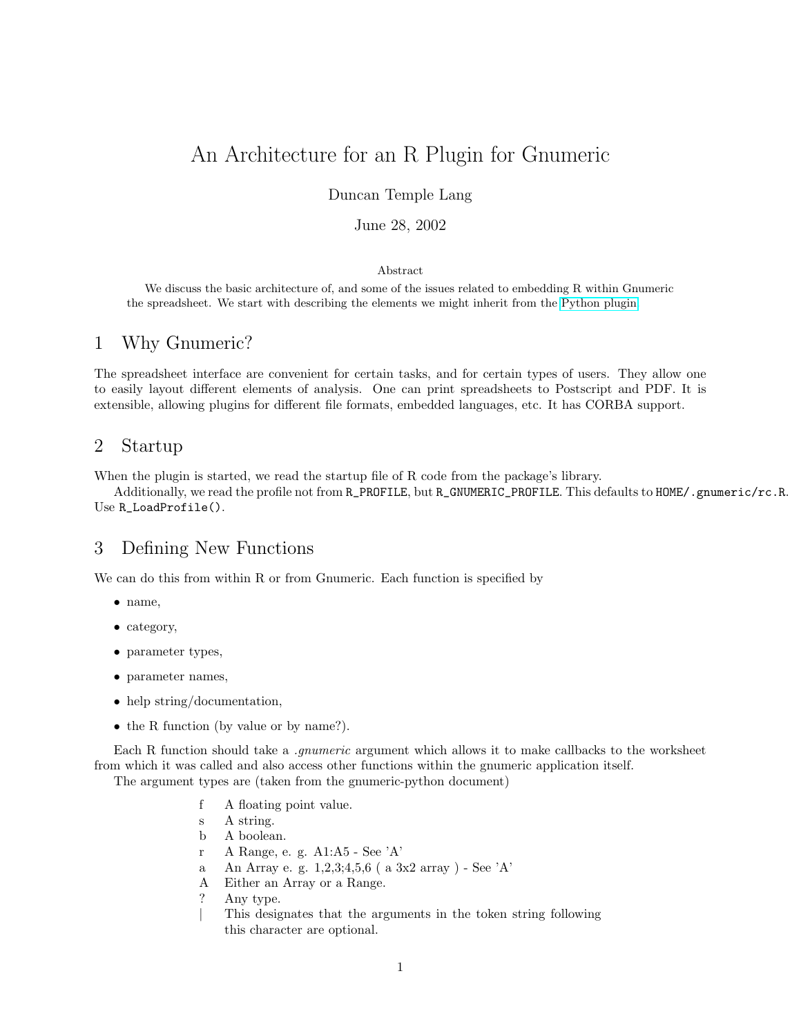# An Architecture for an R Plugin for Gnumeric

Duncan Temple Lang

June 28, 2002

### Abstract

We discuss the basic architecture of, and some of the issues related to embedding R within Gnumeric the spreadsheet. We start with describing the elements we might inherit from the Python plugin.

## 1 Why Gnumeric?

The spreadsheet interface are convenient for certain tasks, and for certain types of users. They allow one to easily layout different elements of analysis. One can print spreadsheets to Postscript and PDF. It is extensible, allowing plugins for different file formats, embedded languages, etc. It has CORBA support.

## 2 Startup

When the plugin is started, we read the startup file of R code from the package's library.

Additionally, we read the profile not from `R_PROFILE`, but `R_GNUMERIC_PROFILE`. This defaults to `HOME/.gnumeric/rc.R`. Use `R_LoadProfile()`.

## 3 Defining New Functions

We can do this from within R or from Gnumeric. Each function is specified by

- name,
- category,
- parameter types,
- parameter names,
- help string/documentation,
- the R function (by value or by name?).

Each R function should take a *.gnumeric* argument which allows it to make callbacks to the worksheet from which it was called and also access other functions within the gnumeric application itself.

The argument types are (taken from the gnumeric-python document)

| | |
|---|---|
| f | A floating point value. |
| s | A string. |
| b | A boolean. |
| r | A Range, e. g. A1:A5 - See 'A' |
| a | An Array e. g. 1,2,3;4,5,6 ( a 3x2 array ) - See 'A' |
| A | Either an Array or a Range. |
| ? | Any type. |
| \| | This designates that the arguments in the token string following this character are optional. |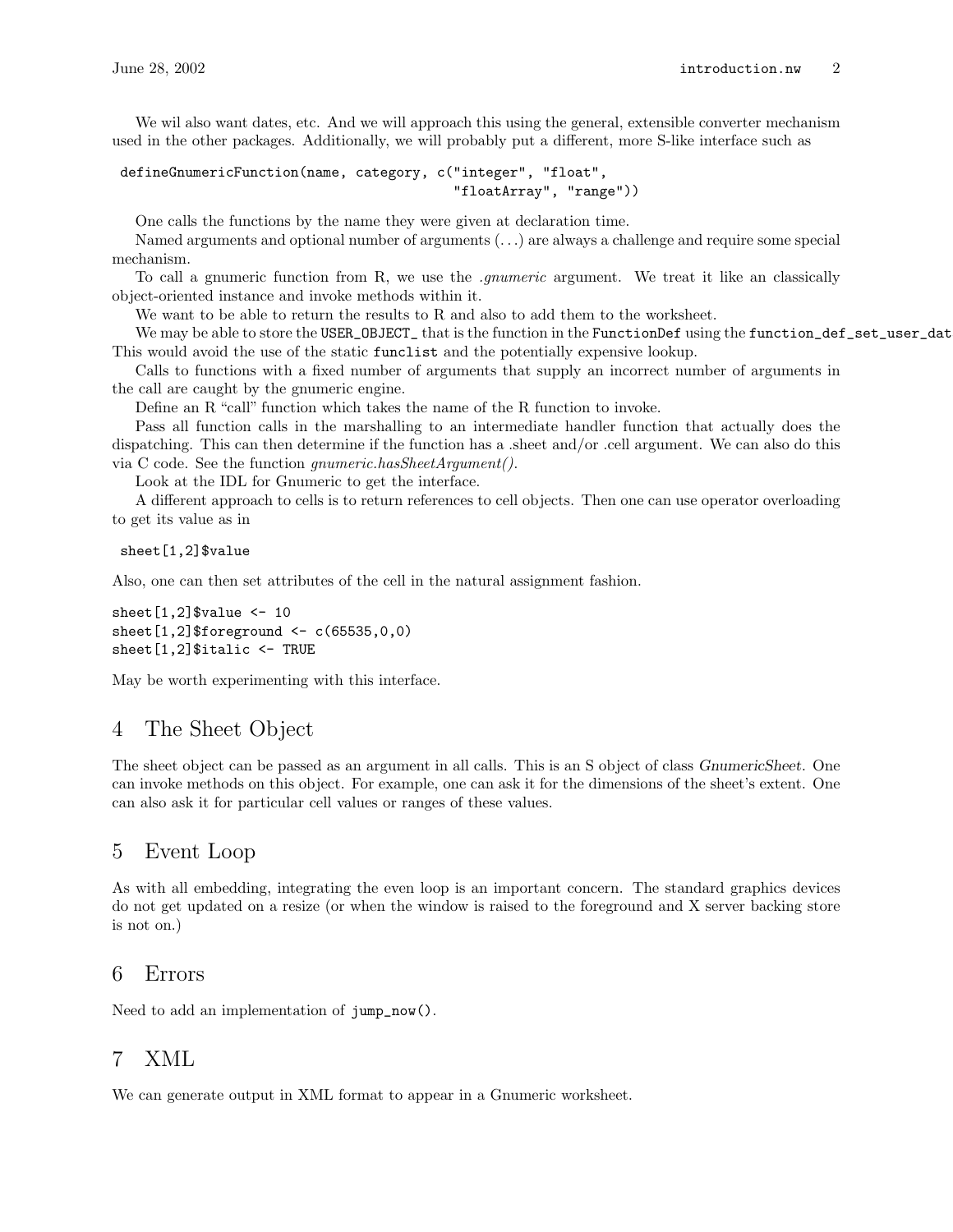We wil also want dates, etc. And we will approach this using the general, extensible converter mechanism used in the other packages. Additionally, we will probably put a different, more S-like interface such as

```
defineGnumericFunction(name, category, c("integer", "float",
                                         "floatArray", "range"))
```

One calls the functions by the name they were given at declaration time.

Named arguments and optional number of arguments (...) are always a challenge and require some special mechanism.

To call a gnumeric function from R, we use the *.gnumeric* argument. We treat it like an classically object-oriented instance and invoke methods within it.

We want to be able to return the results to R and also to add them to the worksheet.

We may be able to store the `USER_OBJECT_` that is the function in the `FunctionDef` using the `function_def_set_user_dat` This would avoid the use of the static `funclist` and the potentially expensive lookup.

Calls to functions with a fixed number of arguments that supply an incorrect number of arguments in the call are caught by the gnumeric engine.

Define an R "call" function which takes the name of the R function to invoke.

Pass all function calls in the marshalling to an intermediate handler function that actually does the dispatching. This can then determine if the function has a .sheet and/or .cell argument. We can also do this via C code. See the function *gnumeric.hasSheetArgument()*.

Look at the IDL for Gnumeric to get the interface.

A different approach to cells is to return references to cell objects. Then one can use operator overloading to get its value as in

```
sheet[1,2]$value
```

Also, one can then set attributes of the cell in the natural assignment fashion.

```
sheet[1,2]$value <- 10
sheet[1,2]$foreground <- c(65535,0,0)
sheet[1,2]$italic <- TRUE
```

May be worth experimenting with this interface.

## 4 The Sheet Object

The sheet object can be passed as an argument in all calls. This is an S object of class *GnumericSheet*. One can invoke methods on this object. For example, one can ask it for the dimensions of the sheet's extent. One can also ask it for particular cell values or ranges of these values.

## 5 Event Loop

As with all embedding, integrating the even loop is an important concern. The standard graphics devices do not get updated on a resize (or when the window is raised to the foreground and X server backing store is not on.)

## 6 Errors

Need to add an implementation of `jump_now()`.

## 7 XML

We can generate output in XML format to appear in a Gnumeric worksheet.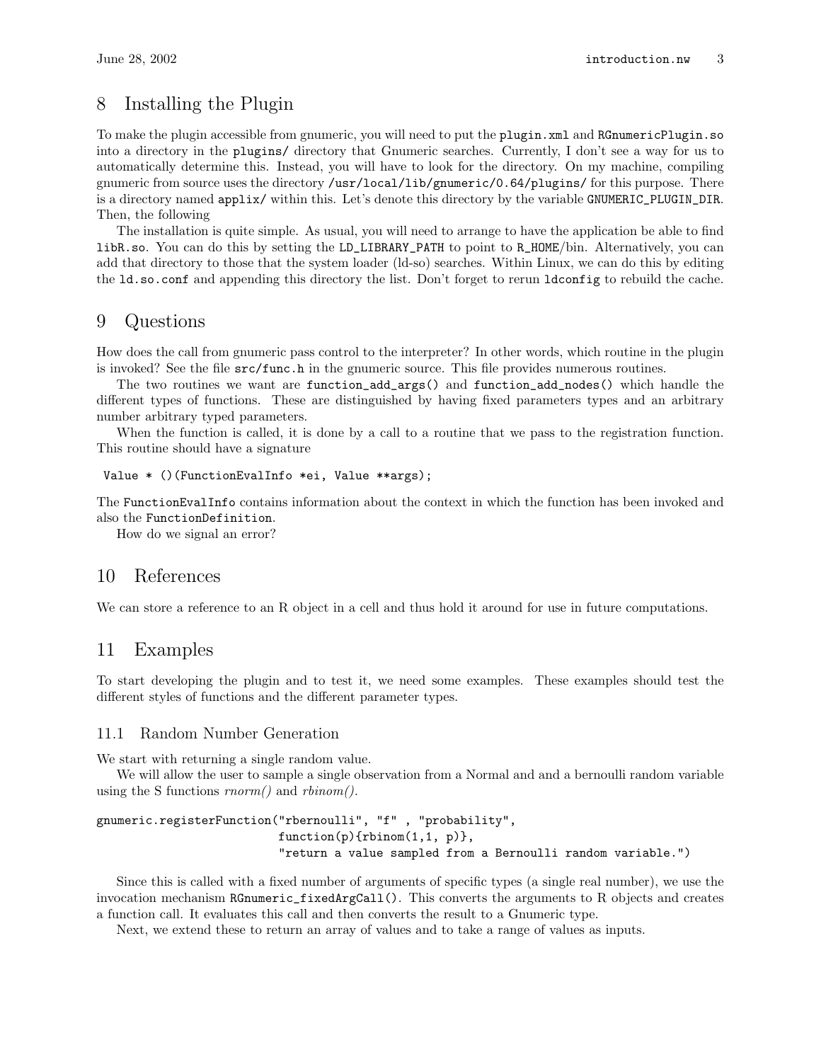## 8 Installing the Plugin

To make the plugin accessible from gnumeric, you will need to put the `plugin.xml` and `RGnumericPlugin.so` into a directory in the `plugins/` directory that Gnumeric searches. Currently, I don't see a way for us to automatically determine this. Instead, you will have to look for the directory. On my machine, compiling gnumeric from source uses the directory `/usr/local/lib/gnumeric/0.64/plugins/` for this purpose. There is a directory named `applix/` within this. Let's denote this directory by the variable `GNUMERIC_PLUGIN_DIR`. Then, the following

The installation is quite simple. As usual, you will need to arrange to have the application be able to find `libR.so`. You can do this by setting the `LD_LIBRARY_PATH` to point to `R_HOME`/bin. Alternatively, you can add that directory to those that the system loader (ld-so) searches. Within Linux, we can do this by editing the `ld.so.conf` and appending this directory the list. Don't forget to rerun `ldconfig` to rebuild the cache.

## 9 Questions

How does the call from gnumeric pass control to the interpreter? In other words, which routine in the plugin is invoked? See the file `src/func.h` in the gnumeric source. This file provides numerous routines.

The two routines we want are `function_add_args()` and `function_add_nodes()` which handle the different types of functions. These are distinguished by having fixed parameters types and an arbitrary number arbitrary typed parameters.

When the function is called, it is done by a call to a routine that we pass to the registration function. This routine should have a signature

```
Value * ()(FunctionEvalInfo *ei, Value **args);
```

The `FunctionEvalInfo` contains information about the context in which the function has been invoked and also the `FunctionDefinition`.

How do we signal an error?

## 10 References

We can store a reference to an R object in a cell and thus hold it around for use in future computations.

## 11 Examples

To start developing the plugin and to test it, we need some examples. These examples should test the different styles of functions and the different parameter types.

### 11.1 Random Number Generation

We start with returning a single random value.

We will allow the user to sample a single observation from a Normal and and a bernoulli random variable using the S functions *rnorm()* and *rbinom()*.

```
gnumeric.registerFunction("rbernoulli", "f" , "probability",
                          function(p){rbinom(1,1, p)},
                          "return a value sampled from a Bernoulli random variable.")
```

Since this is called with a fixed number of arguments of specific types (a single real number), we use the invocation mechanism `RGnumeric_fixedArgCall()`. This converts the arguments to R objects and creates a function call. It evaluates this call and then converts the result to a Gnumeric type.

Next, we extend these to return an array of values and to take a range of values as inputs.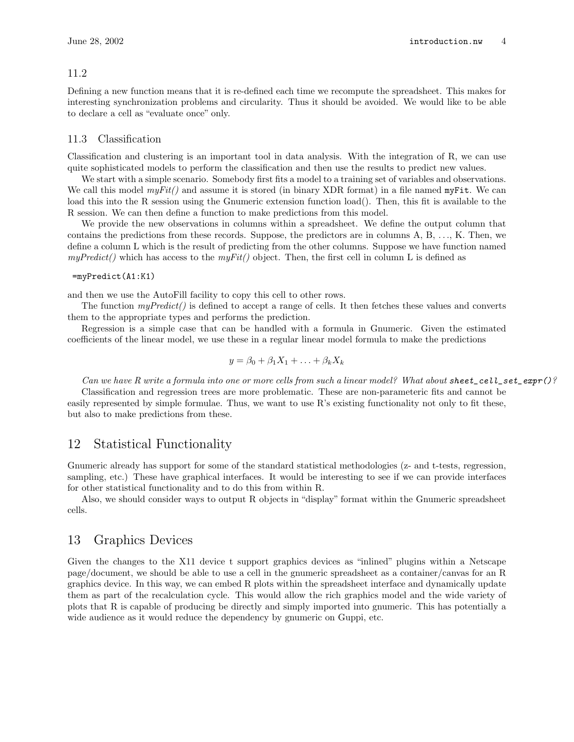### 11.2

Defining a new function means that it is re-defined each time we recompute the spreadsheet. This makes for interesting synchronization problems and circularity. Thus it should be avoided. We would like to be able to declare a cell as "evaluate once" only.

### 11.3 Classification

Classification and clustering is an important tool in data analysis. With the integration of R, we can use quite sophisticated models to perform the classification and then use the results to predict new values.

We start with a simple scenario. Somebody first fits a model to a training set of variables and observations. We call this model *myFit()* and assume it is stored (in binary XDR format) in a file named `myFit`. We can load this into the R session using the Gnumeric extension function load(). Then, this fit is available to the R session. We can then define a function to make predictions from this model.

We provide the new observations in columns within a spreadsheet. We define the output column that contains the predictions from these records. Suppose, the predictors are in columns A, B, ..., K. Then, we define a column L which is the result of predicting from the other columns. Suppose we have function named *myPredict()* which has access to the *myFit()* object. Then, the first cell in column L is defined as

```
=myPredict(A1:K1)
```

and then we use the AutoFill facility to copy this cell to other rows.

The function *myPredict()* is defined to accept a range of cells. It then fetches these values and converts them to the appropriate types and performs the prediction.

Regression is a simple case that can be handled with a formula in Gnumeric. Given the estimated coefficients of the linear model, we use these in a regular linear model formula to make the predictions

$$y = \beta_0 + \beta_1 X_1 + \ldots + \beta_k X_k$$

*Can we have R write a formula into one or more cells from such a linear model? What about `sheet_cell_set_expr()`?*

Classification and regression trees are more problematic. These are non-parameteric fits and cannot be easily represented by simple formulae. Thus, we want to use R's existing functionality not only to fit these, but also to make predictions from these.

## 12 Statistical Functionality

Gnumeric already has support for some of the standard statistical methodologies (z- and t-tests, regression, sampling, etc.) These have graphical interfaces. It would be interesting to see if we can provide interfaces for other statistical functionality and to do this from within R.

Also, we should consider ways to output R objects in "display" format within the Gnumeric spreadsheet cells.

## 13 Graphics Devices

Given the changes to the X11 device t support graphics devices as "inlined" plugins within a Netscape page/document, we should be able to use a cell in the gnumeric spreadsheet as a container/canvas for an R graphics device. In this way, we can embed R plots within the spreadsheet interface and dynamically update them as part of the recalculation cycle. This would allow the rich graphics model and the wide variety of plots that R is capable of producing be directly and simply imported into gnumeric. This has potentially a wide audience as it would reduce the dependency by gnumeric on Guppi, etc.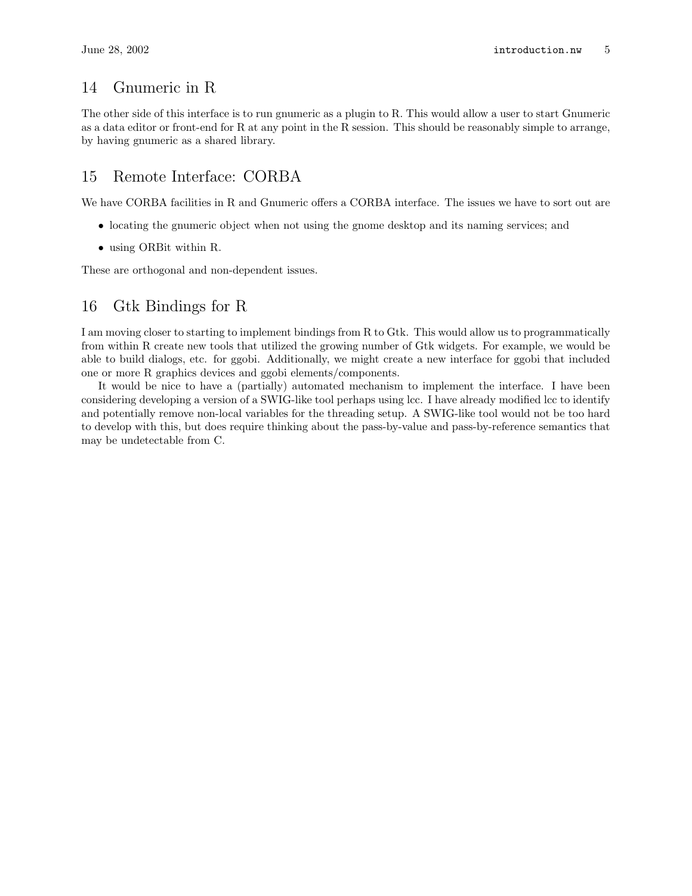## 14 Gnumeric in R

The other side of this interface is to run gnumeric as a plugin to R. This would allow a user to start Gnumeric as a data editor or front-end for R at any point in the R session. This should be reasonably simple to arrange, by having gnumeric as a shared library.

## 15 Remote Interface: CORBA

We have CORBA facilities in R and Gnumeric offers a CORBA interface. The issues we have to sort out are

- locating the gnumeric object when not using the gnome desktop and its naming services; and
- using ORBit within R.

These are orthogonal and non-dependent issues.

## 16 Gtk Bindings for R

I am moving closer to starting to implement bindings from R to Gtk. This would allow us to programmatically from within R create new tools that utilized the growing number of Gtk widgets. For example, we would be able to build dialogs, etc. for ggobi. Additionally, we might create a new interface for ggobi that included one or more R graphics devices and ggobi elements/components.

It would be nice to have a (partially) automated mechanism to implement the interface. I have been considering developing a version of a SWIG-like tool perhaps using lcc. I have already modified lcc to identify and potentially remove non-local variables for the threading setup. A SWIG-like tool would not be too hard to develop with this, but does require thinking about the pass-by-value and pass-by-reference semantics that may be undetectable from C.